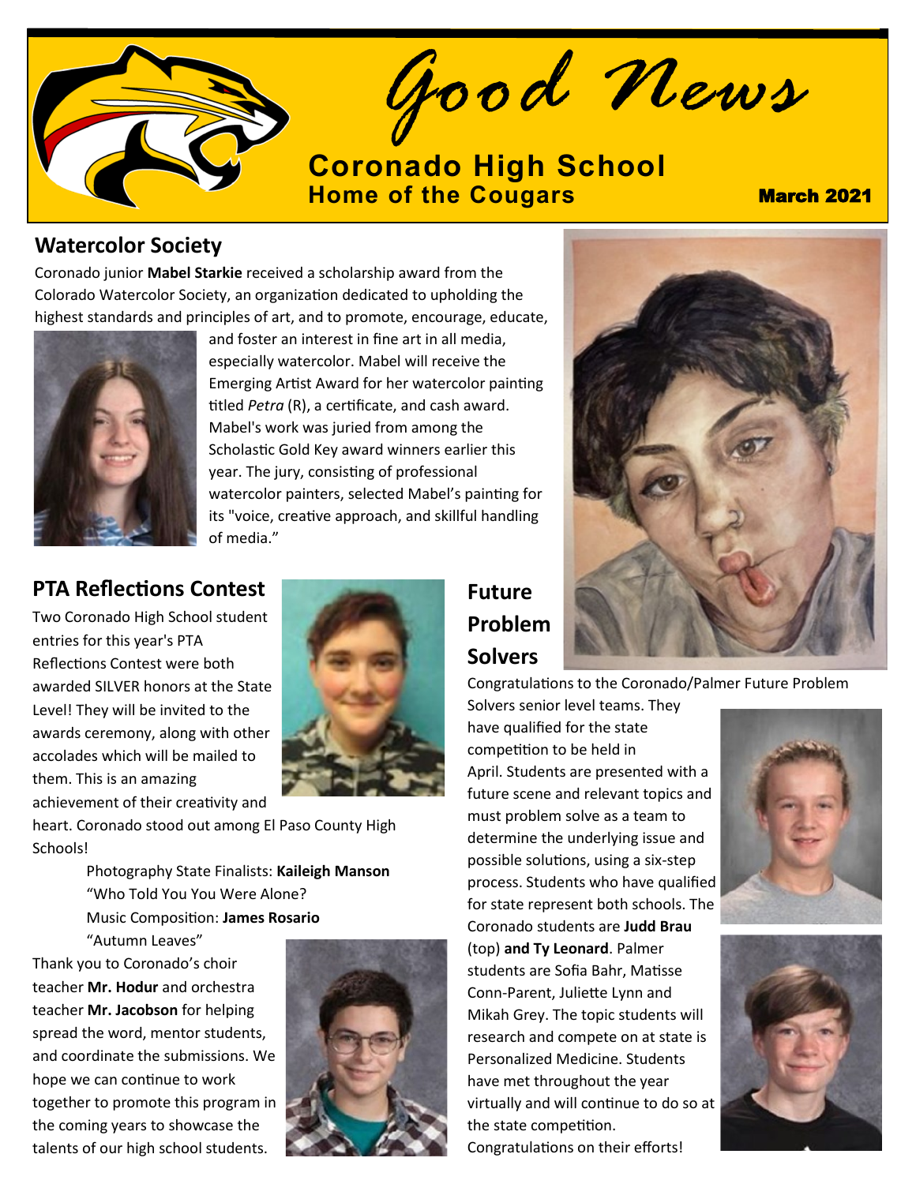# Good News

**Coronado High School**
**Home of the Cougars**

**March 2021**

## Watercolor Society

Coronado junior **Mabel Starkie** received a scholarship award from the Colorado Watercolor Society, an organization dedicated to upholding the highest standards and principles of art, and to promote, encourage, educate, and foster an interest in fine art in all media, especially watercolor. Mabel will receive the Emerging Artist Award for her watercolor painting titled *Petra* (R), a certificate, and cash award. Mabel's work was juried from among the Scholastic Gold Key award winners earlier this year. The jury, consisting of professional watercolor painters, selected Mabel's painting for its "voice, creative approach, and skillful handling of media."

## PTA Reflections Contest

Two Coronado High School student entries for this year's PTA Reflections Contest were both awarded SILVER honors at the State Level! They will be invited to the awards ceremony, along with other accolades which will be mailed to them. This is an amazing achievement of their creativity and heart. Coronado stood out among El Paso County High Schools!

Photography State Finalists: **Kaileigh Manson**
"Who Told You You Were Alone?
Music Composition: **James Rosario**
"Autumn Leaves"

Thank you to Coronado's choir teacher **Mr. Hodur** and orchestra teacher **Mr. Jacobson** for helping spread the word, mentor students, and coordinate the submissions. We hope we can continue to work together to promote this program in the coming years to showcase the talents of our high school students.

## Future Problem Solvers

Congratulations to the Coronado/Palmer Future Problem Solvers senior level teams. They have qualified for the state competition to be held in April. Students are presented with a future scene and relevant topics and must problem solve as a team to determine the underlying issue and possible solutions, using a six-step process. Students who have qualified for state represent both schools. The Coronado students are **Judd Brau** (top) **and Ty Leonard**. Palmer students are Sofia Bahr, Matisse Conn-Parent, Juliette Lynn and Mikah Grey. The topic students will research and compete on at state is Personalized Medicine. Students have met throughout the year virtually and will continue to do so at the state competition. Congratulations on their efforts!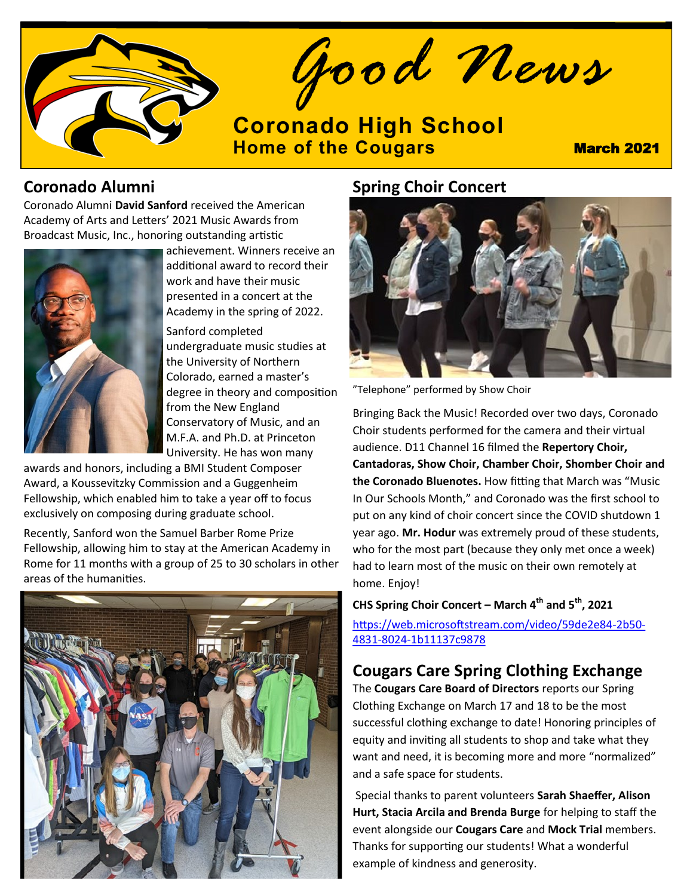# Good News

**Coronado High School**
**Home of the Cougars**

**March 2021**

## Coronado Alumni

Coronado Alumni **David Sanford** received the American Academy of Arts and Letters' 2021 Music Awards from Broadcast Music, Inc., honoring outstanding artistic achievement. Winners receive an additional award to record their work and have their music presented in a concert at the Academy in the spring of 2022.

Sanford completed undergraduate music studies at the University of Northern Colorado, earned a master's degree in theory and composition from the New England Conservatory of Music, and an M.F.A. and Ph.D. at Princeton University. He has won many awards and honors, including a BMI Student Composer Award, a Koussevitzky Commission and a Guggenheim Fellowship, which enabled him to take a year off to focus exclusively on composing during graduate school.

Recently, Sanford won the Samuel Barber Rome Prize Fellowship, allowing him to stay at the American Academy in Rome for 11 months with a group of 25 to 30 scholars in other areas of the humanities.

## Spring Choir Concert

"Telephone" performed by Show Choir

Bringing Back the Music! Recorded over two days, Coronado Choir students performed for the camera and their virtual audience. D11 Channel 16 filmed the **Repertory Choir, Cantadoras, Show Choir, Chamber Choir, Shomber Choir and the Coronado Bluenotes.** How fitting that March was "Music In Our Schools Month," and Coronado was the first school to put on any kind of choir concert since the COVID shutdown 1 year ago. **Mr. Hodur** was extremely proud of these students, who for the most part (because they only met once a week) had to learn most of the music on their own remotely at home. Enjoy!

**CHS Spring Choir Concert – March 4th and 5th, 2021**

https://web.microsoftstream.com/video/59de2e84-2b50-4831-8024-1b11137c9878

## Cougars Care Spring Clothing Exchange

The **Cougars Care Board of Directors** reports our Spring Clothing Exchange on March 17 and 18 to be the most successful clothing exchange to date! Honoring principles of equity and inviting all students to shop and take what they want and need, it is becoming more and more "normalized" and a safe space for students.

Special thanks to parent volunteers **Sarah Shaeffer, Alison Hurt, Stacia Arcila and Brenda Burge** for helping to staff the event alongside our **Cougars Care** and **Mock Trial** members. Thanks for supporting our students! What a wonderful example of kindness and generosity.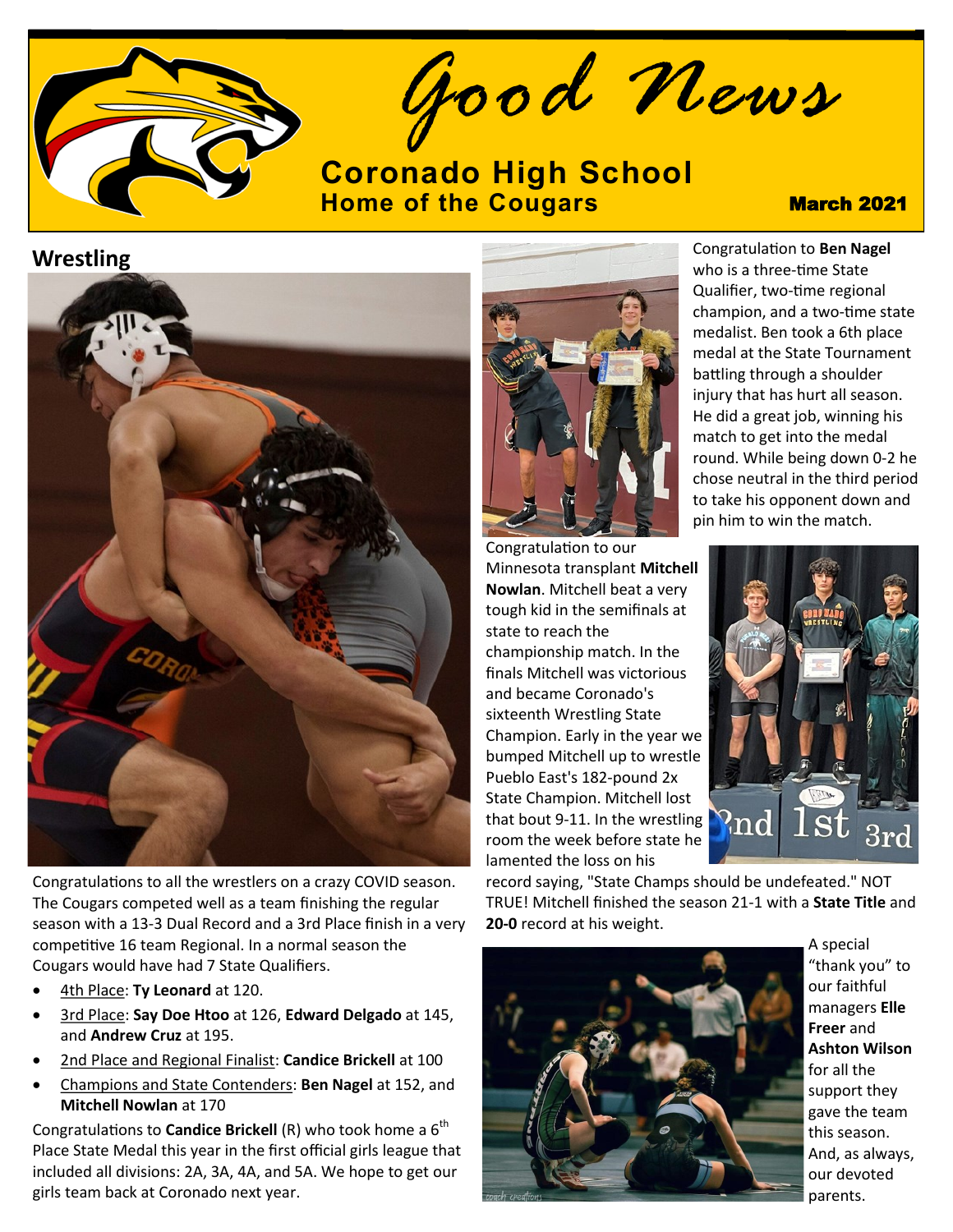# Good News

**Coronado High School**
**Home of the Cougars**

**March 2021**

## Wrestling

Congratulations to all the wrestlers on a crazy COVID season. The Cougars competed well as a team finishing the regular season with a 13-3 Dual Record and a 3rd Place finish in a very competitive 16 team Regional. In a normal season the Cougars would have had 7 State Qualifiers.

- 4th Place: **Ty Leonard** at 120.
- 3rd Place: **Say Doe Htoo** at 126, **Edward Delgado** at 145, and **Andrew Cruz** at 195.
- 2nd Place and Regional Finalist: **Candice Brickell** at 100
- Champions and State Contenders: **Ben Nagel** at 152, and **Mitchell Nowlan** at 170

Congratulations to **Candice Brickell** (R) who took home a 6th Place State Medal this year in the first official girls league that included all divisions: 2A, 3A, 4A, and 5A. We hope to get our girls team back at Coronado next year.

Congratulation to **Ben Nagel** who is a three-time State Qualifier, two-time regional champion, and a two-time state medalist. Ben took a 6th place medal at the State Tournament battling through a shoulder injury that has hurt all season. He did a great job, winning his match to get into the medal round. While being down 0-2 he chose neutral in the third period to take his opponent down and pin him to win the match.

Congratulation to our Minnesota transplant **Mitchell Nowlan**. Mitchell beat a very tough kid in the semifinals at state to reach the championship match. In the finals Mitchell was victorious and became Coronado's sixteenth Wrestling State Champion. Early in the year we bumped Mitchell up to wrestle Pueblo East's 182-pound 2x State Champion. Mitchell lost that bout 9-11. In the wrestling room the week before state he lamented the loss on his record saying, "State Champs should be undefeated." NOT TRUE! Mitchell finished the season 21-1 with a **State Title** and **20-0** record at his weight.

A special "thank you" to our faithful managers **Elle Freer** and **Ashton Wilson** for all the support they gave the team this season. And, as always, our devoted parents.